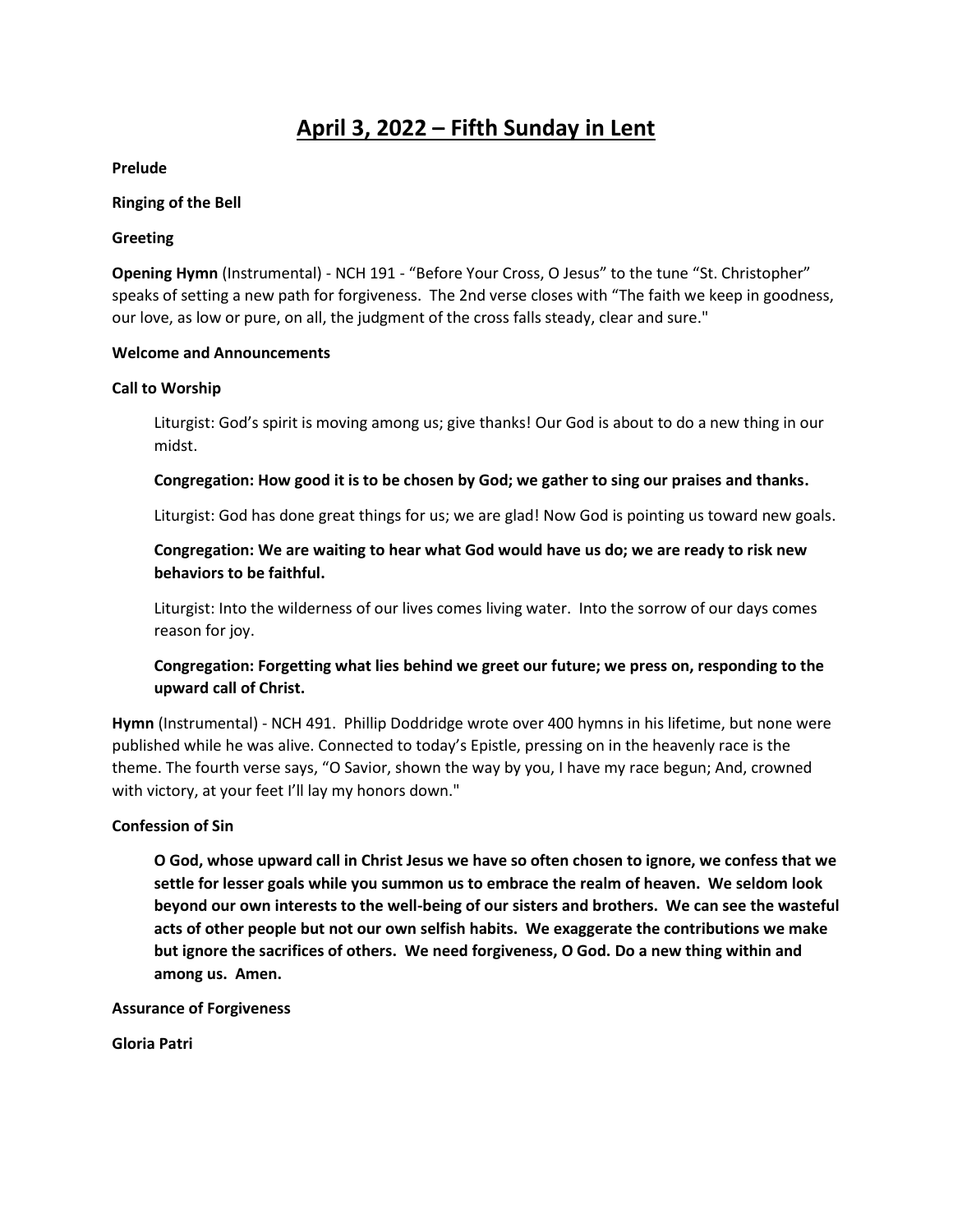# April 3, 2022 – Fifth Sunday in Lent

**Prelude**

**Ringing of the Bell**

**Greeting**

**Opening Hymn** (Instrumental) - NCH 191 - "Before Your Cross, O Jesus" to the tune "St. Christopher" speaks of setting a new path for forgiveness. The 2nd verse closes with "The faith we keep in goodness, our love, as low or pure, on all, the judgment of the cross falls steady, clear and sure."

**Welcome and Announcements**

**Call to Worship**

> Liturgist: God's spirit is moving among us; give thanks! Our God is about to do a new thing in our midst.
>
> **Congregation: How good it is to be chosen by God; we gather to sing our praises and thanks.**
>
> Liturgist: God has done great things for us; we are glad! Now God is pointing us toward new goals.
>
> **Congregation: We are waiting to hear what God would have us do; we are ready to risk new behaviors to be faithful.**
>
> Liturgist: Into the wilderness of our lives comes living water. Into the sorrow of our days comes reason for joy.
>
> **Congregation: Forgetting what lies behind we greet our future; we press on, responding to the upward call of Christ.**

**Hymn** (Instrumental) - NCH 491. Phillip Doddridge wrote over 400 hymns in his lifetime, but none were published while he was alive. Connected to today's Epistle, pressing on in the heavenly race is the theme. The fourth verse says, "O Savior, shown the way by you, I have my race begun; And, crowned with victory, at your feet I'll lay my honors down."

**Confession of Sin**

> **O God, whose upward call in Christ Jesus we have so often chosen to ignore, we confess that we settle for lesser goals while you summon us to embrace the realm of heaven. We seldom look beyond our own interests to the well-being of our sisters and brothers. We can see the wasteful acts of other people but not our own selfish habits. We exaggerate the contributions we make but ignore the sacrifices of others. We need forgiveness, O God. Do a new thing within and among us. Amen.**

**Assurance of Forgiveness**

**Gloria Patri**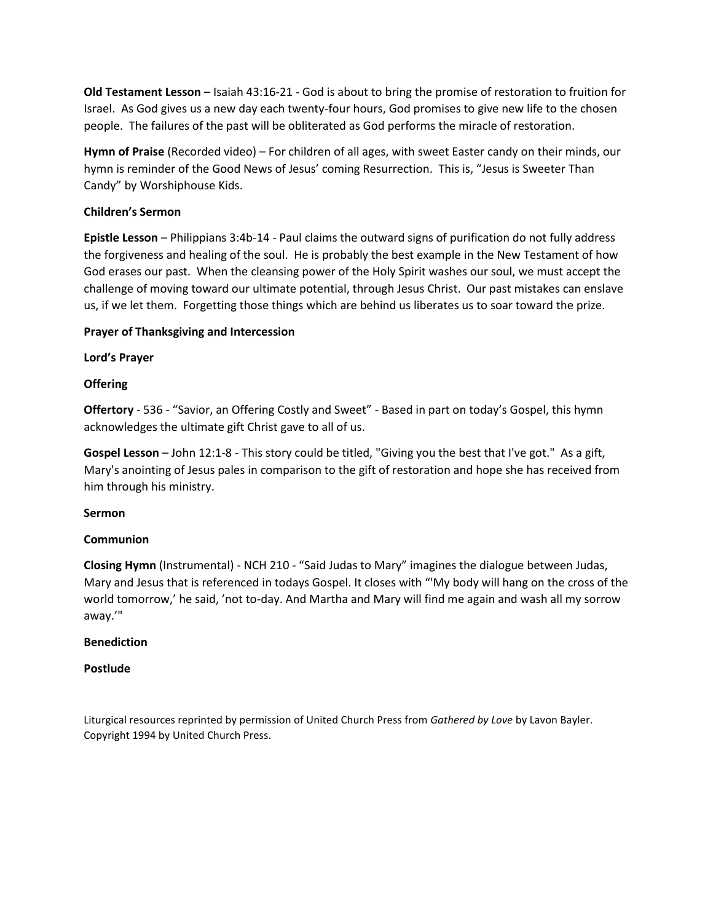**Old Testament Lesson** – Isaiah 43:16-21 - God is about to bring the promise of restoration to fruition for Israel. As God gives us a new day each twenty-four hours, God promises to give new life to the chosen people. The failures of the past will be obliterated as God performs the miracle of restoration.

**Hymn of Praise** (Recorded video) – For children of all ages, with sweet Easter candy on their minds, our hymn is reminder of the Good News of Jesus' coming Resurrection. This is, "Jesus is Sweeter Than Candy" by Worshiphouse Kids.

**Children's Sermon**

**Epistle Lesson** – Philippians 3:4b-14 - Paul claims the outward signs of purification do not fully address the forgiveness and healing of the soul. He is probably the best example in the New Testament of how God erases our past. When the cleansing power of the Holy Spirit washes our soul, we must accept the challenge of moving toward our ultimate potential, through Jesus Christ. Our past mistakes can enslave us, if we let them. Forgetting those things which are behind us liberates us to soar toward the prize.

**Prayer of Thanksgiving and Intercession**

**Lord's Prayer**

**Offering**

**Offertory** - 536 - "Savior, an Offering Costly and Sweet" - Based in part on today's Gospel, this hymn acknowledges the ultimate gift Christ gave to all of us.

**Gospel Lesson** – John 12:1-8 - This story could be titled, "Giving you the best that I've got." As a gift, Mary's anointing of Jesus pales in comparison to the gift of restoration and hope she has received from him through his ministry.

**Sermon**

**Communion**

**Closing Hymn** (Instrumental) - NCH 210 - "Said Judas to Mary" imagines the dialogue between Judas, Mary and Jesus that is referenced in todays Gospel. It closes with "'My body will hang on the cross of the world tomorrow,' he said, 'not to-day. And Martha and Mary will find me again and wash all my sorrow away.'"

**Benediction**

**Postlude**

Liturgical resources reprinted by permission of United Church Press from *Gathered by Love* by Lavon Bayler. Copyright 1994 by United Church Press.